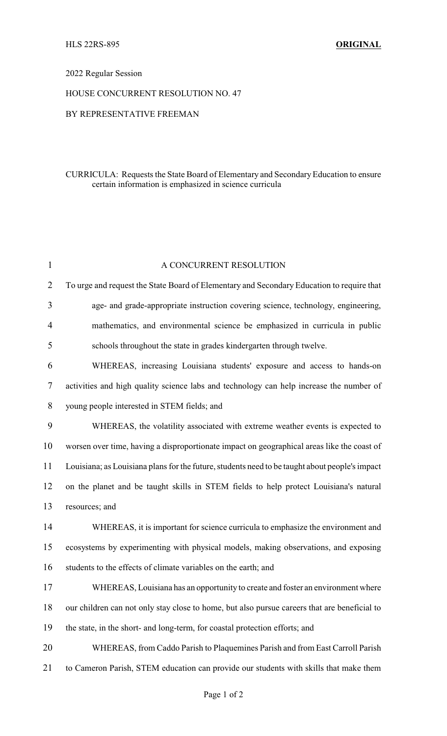HLS 22RS-895 **ORIGINAL**

2022 Regular Session

HOUSE CONCURRENT RESOLUTION NO. 47

BY REPRESENTATIVE FREEMAN

CURRICULA: Requests the State Board of Elementary and Secondary Education to ensure certain information is emphasized in science curricula

A CONCURRENT RESOLUTION

To urge and request the State Board of Elementary and Secondary Education to require that age- and grade-appropriate instruction covering science, technology, engineering, mathematics, and environmental science be emphasized in curricula in public schools throughout the state in grades kindergarten through twelve.

WHEREAS, increasing Louisiana students' exposure and access to hands-on activities and high quality science labs and technology can help increase the number of young people interested in STEM fields; and

WHEREAS, the volatility associated with extreme weather events is expected to worsen over time, having a disproportionate impact on geographical areas like the coast of Louisiana; as Louisiana plans for the future, students need to be taught about people's impact on the planet and be taught skills in STEM fields to help protect Louisiana's natural resources; and

WHEREAS, it is important for science curricula to emphasize the environment and ecosystems by experimenting with physical models, making observations, and exposing students to the effects of climate variables on the earth; and

WHEREAS, Louisiana has an opportunity to create and foster an environment where our children can not only stay close to home, but also pursue careers that are beneficial to the state, in the short- and long-term, for coastal protection efforts; and

WHEREAS, from Caddo Parish to Plaquemines Parish and from East Carroll Parish to Cameron Parish, STEM education can provide our students with skills that make them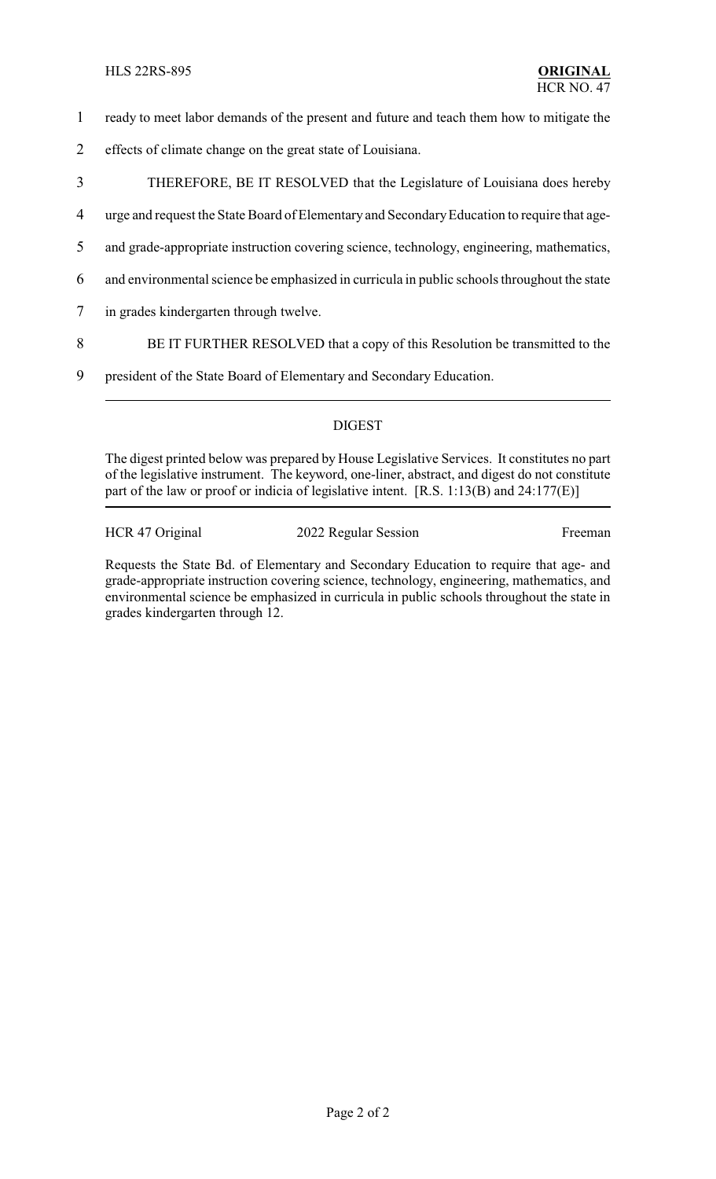ready to meet labor demands of the present and future and teach them how to mitigate the effects of climate change on the great state of Louisiana.

THEREFORE, BE IT RESOLVED that the Legislature of Louisiana does hereby urge and request the State Board of Elementary and Secondary Education to require that age- and grade-appropriate instruction covering science, technology, engineering, mathematics, and environmental science be emphasized in curricula in public schools throughout the state in grades kindergarten through twelve.

BE IT FURTHER RESOLVED that a copy of this Resolution be transmitted to the president of the State Board of Elementary and Secondary Education.

---

## DIGEST

The digest printed below was prepared by House Legislative Services. It constitutes no part of the legislative instrument. The keyword, one-liner, abstract, and digest do not constitute part of the law or proof or indicia of legislative intent. [R.S. 1:13(B) and 24:177(E)]

---

HCR 47 Original 2022 Regular Session Freeman

Requests the State Bd. of Elementary and Secondary Education to require that age- and grade-appropriate instruction covering science, technology, engineering, mathematics, and environmental science be emphasized in curricula in public schools throughout the state in grades kindergarten through 12.